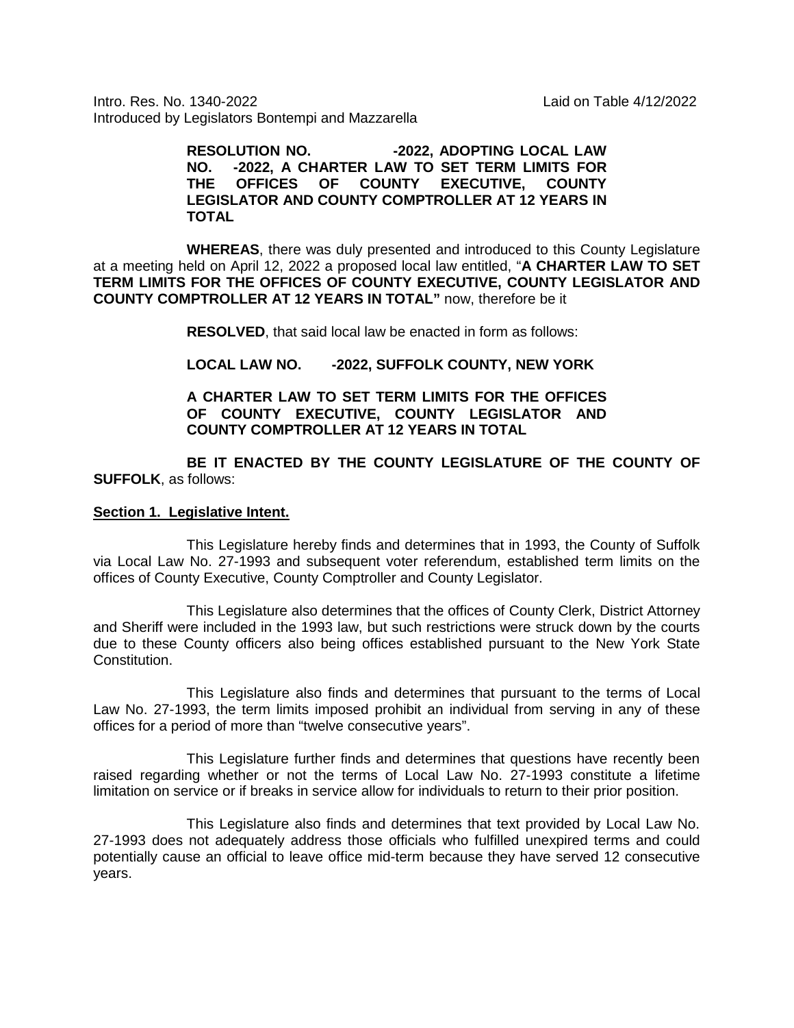Intro. Res. No. 1340-2022 Laid on Table 4/12/2022
Introduced by Legislators Bontempi and Mazzarella

**RESOLUTION NO. -2022, ADOPTING LOCAL LAW NO. -2022, A CHARTER LAW TO SET TERM LIMITS FOR THE OFFICES OF COUNTY EXECUTIVE, COUNTY LEGISLATOR AND COUNTY COMPTROLLER AT 12 YEARS IN TOTAL**

**WHEREAS**, there was duly presented and introduced to this County Legislature at a meeting held on April 12, 2022 a proposed local law entitled, "**A CHARTER LAW TO SET TERM LIMITS FOR THE OFFICES OF COUNTY EXECUTIVE, COUNTY LEGISLATOR AND COUNTY COMPTROLLER AT 12 YEARS IN TOTAL"** now, therefore be it

**RESOLVED**, that said local law be enacted in form as follows:

**LOCAL LAW NO. -2022, SUFFOLK COUNTY, NEW YORK**

**A CHARTER LAW TO SET TERM LIMITS FOR THE OFFICES OF COUNTY EXECUTIVE, COUNTY LEGISLATOR AND COUNTY COMPTROLLER AT 12 YEARS IN TOTAL**

**BE IT ENACTED BY THE COUNTY LEGISLATURE OF THE COUNTY OF SUFFOLK**, as follows:

**Section 1. Legislative Intent.**

This Legislature hereby finds and determines that in 1993, the County of Suffolk via Local Law No. 27-1993 and subsequent voter referendum, established term limits on the offices of County Executive, County Comptroller and County Legislator.

This Legislature also determines that the offices of County Clerk, District Attorney and Sheriff were included in the 1993 law, but such restrictions were struck down by the courts due to these County officers also being offices established pursuant to the New York State Constitution.

This Legislature also finds and determines that pursuant to the terms of Local Law No. 27-1993, the term limits imposed prohibit an individual from serving in any of these offices for a period of more than "twelve consecutive years".

This Legislature further finds and determines that questions have recently been raised regarding whether or not the terms of Local Law No. 27-1993 constitute a lifetime limitation on service or if breaks in service allow for individuals to return to their prior position.

This Legislature also finds and determines that text provided by Local Law No. 27-1993 does not adequately address those officials who fulfilled unexpired terms and could potentially cause an official to leave office mid-term because they have served 12 consecutive years.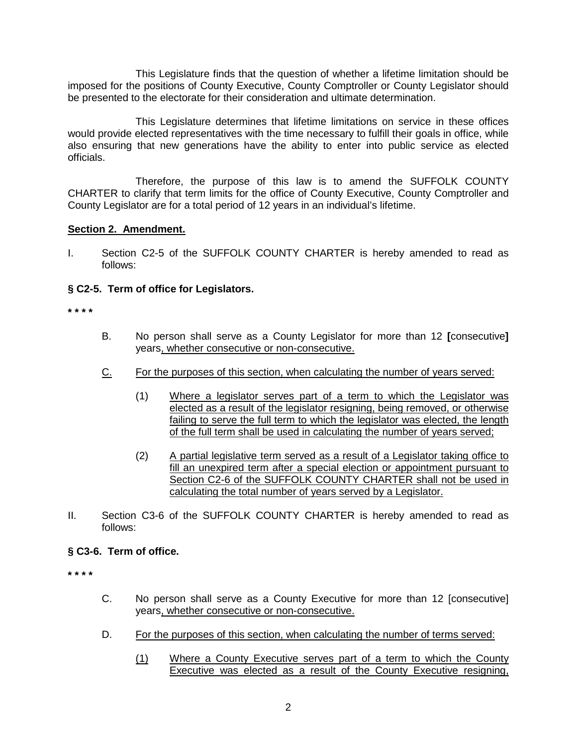This Legislature finds that the question of whether a lifetime limitation should be imposed for the positions of County Executive, County Comptroller or County Legislator should be presented to the electorate for their consideration and ultimate determination.

This Legislature determines that lifetime limitations on service in these offices would provide elected representatives with the time necessary to fulfill their goals in office, while also ensuring that new generations have the ability to enter into public service as elected officials.

Therefore, the purpose of this law is to amend the SUFFOLK COUNTY CHARTER to clarify that term limits for the office of County Executive, County Comptroller and County Legislator are for a total period of 12 years in an individual's lifetime.

**Section 2. Amendment.**

I. Section C2-5 of the SUFFOLK COUNTY CHARTER is hereby amended to read as follows:

**§ C2-5. Term of office for Legislators.**

**\* \* \* \***

B. No person shall serve as a County Legislator for more than 12 **[**consecutive**]** years<u>, whether consecutive or non-consecutive.</u>

<u>C.</u> <u>For the purposes of this section, when calculating the number of years served:</u>

(1) <u>Where a legislator serves part of a term to which the Legislator was elected as a result of the legislator resigning, being removed, or otherwise failing to serve the full term to which the legislator was elected, the length of the full term shall be used in calculating the number of years served;</u>

(2) <u>A partial legislative term served as a result of a Legislator taking office to fill an unexpired term after a special election or appointment pursuant to Section C2-6 of the SUFFOLK COUNTY CHARTER shall not be used in calculating the total number of years served by a Legislator.</u>

II. Section C3-6 of the SUFFOLK COUNTY CHARTER is hereby amended to read as follows:

**§ C3-6. Term of office.**

**\* \* \* \***

C. No person shall serve as a County Executive for more than 12 [consecutive] years<u>, whether consecutive or non-consecutive.</u>

D. <u>For the purposes of this section, when calculating the number of terms served:</u>

<u>(1)</u> <u>Where a County Executive serves part of a term to which the County Executive was elected as a result of the County Executive resigning,</u>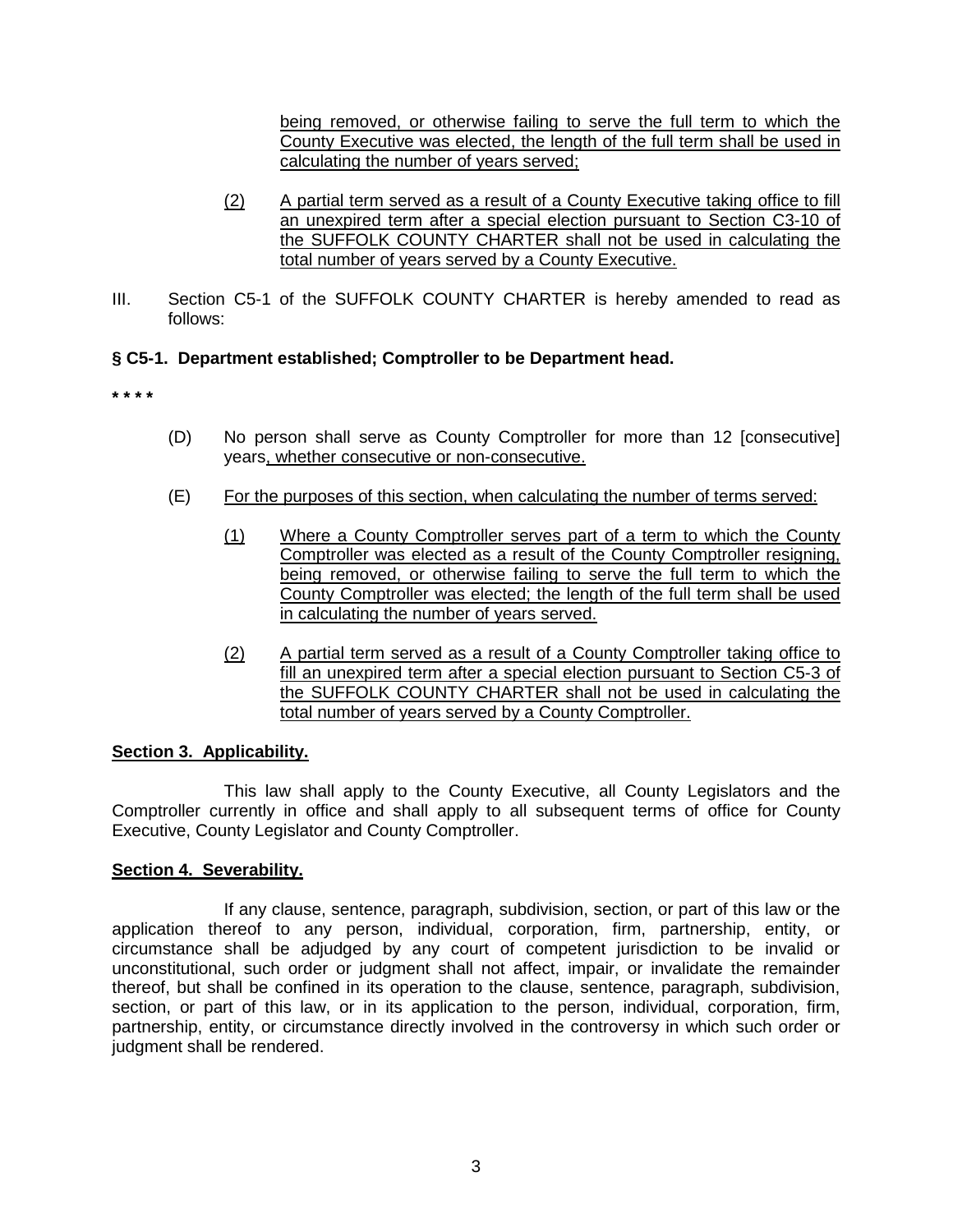being removed, or otherwise failing to serve the full term to which the County Executive was elected, the length of the full term shall be used in calculating the number of years served;

(2) A partial term served as a result of a County Executive taking office to fill an unexpired term after a special election pursuant to Section C3-10 of the SUFFOLK COUNTY CHARTER shall not be used in calculating the total number of years served by a County Executive.

III. Section C5-1 of the SUFFOLK COUNTY CHARTER is hereby amended to read as follows:

**§ C5-1. Department established; Comptroller to be Department head.**

**\* \* \* \***

(D) No person shall serve as County Comptroller for more than 12 [consecutive] years, whether consecutive or non-consecutive.

(E) For the purposes of this section, when calculating the number of terms served:

(1) Where a County Comptroller serves part of a term to which the County Comptroller was elected as a result of the County Comptroller resigning, being removed, or otherwise failing to serve the full term to which the County Comptroller was elected; the length of the full term shall be used in calculating the number of years served.

(2) A partial term served as a result of a County Comptroller taking office to fill an unexpired term after a special election pursuant to Section C5-3 of the SUFFOLK COUNTY CHARTER shall not be used in calculating the total number of years served by a County Comptroller.

**Section 3. Applicability.**

This law shall apply to the County Executive, all County Legislators and the Comptroller currently in office and shall apply to all subsequent terms of office for County Executive, County Legislator and County Comptroller.

**Section 4. Severability.**

If any clause, sentence, paragraph, subdivision, section, or part of this law or the application thereof to any person, individual, corporation, firm, partnership, entity, or circumstance shall be adjudged by any court of competent jurisdiction to be invalid or unconstitutional, such order or judgment shall not affect, impair, or invalidate the remainder thereof, but shall be confined in its operation to the clause, sentence, paragraph, subdivision, section, or part of this law, or in its application to the person, individual, corporation, firm, partnership, entity, or circumstance directly involved in the controversy in which such order or judgment shall be rendered.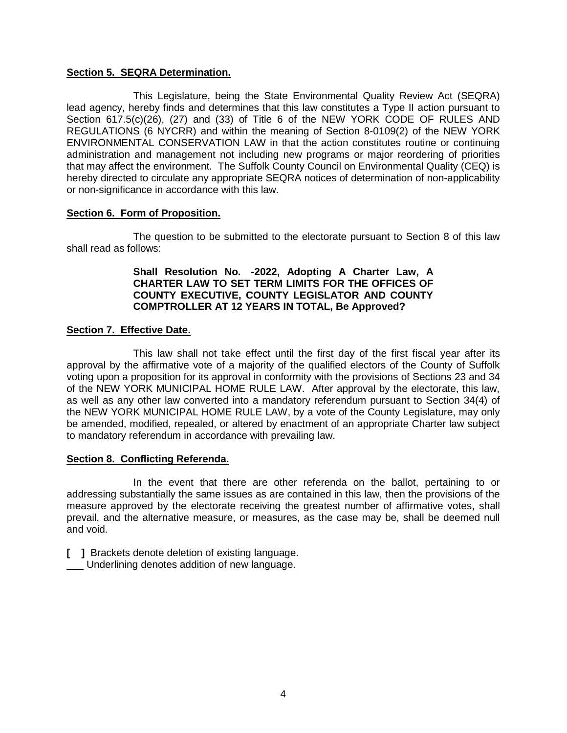**Section 5. SEQRA Determination.**

This Legislature, being the State Environmental Quality Review Act (SEQRA) lead agency, hereby finds and determines that this law constitutes a Type II action pursuant to Section 617.5(c)(26), (27) and (33) of Title 6 of the NEW YORK CODE OF RULES AND REGULATIONS (6 NYCRR) and within the meaning of Section 8-0109(2) of the NEW YORK ENVIRONMENTAL CONSERVATION LAW in that the action constitutes routine or continuing administration and management not including new programs or major reordering of priorities that may affect the environment. The Suffolk County Council on Environmental Quality (CEQ) is hereby directed to circulate any appropriate SEQRA notices of determination of non-applicability or non-significance in accordance with this law.

**Section 6. Form of Proposition.**

The question to be submitted to the electorate pursuant to Section 8 of this law shall read as follows:

> **Shall Resolution No. -2022, Adopting A Charter Law, A CHARTER LAW TO SET TERM LIMITS FOR THE OFFICES OF COUNTY EXECUTIVE, COUNTY LEGISLATOR AND COUNTY COMPTROLLER AT 12 YEARS IN TOTAL, Be Approved?**

**Section 7. Effective Date.**

This law shall not take effect until the first day of the first fiscal year after its approval by the affirmative vote of a majority of the qualified electors of the County of Suffolk voting upon a proposition for its approval in conformity with the provisions of Sections 23 and 34 of the NEW YORK MUNICIPAL HOME RULE LAW. After approval by the electorate, this law, as well as any other law converted into a mandatory referendum pursuant to Section 34(4) of the NEW YORK MUNICIPAL HOME RULE LAW, by a vote of the County Legislature, may only be amended, modified, repealed, or altered by enactment of an appropriate Charter law subject to mandatory referendum in accordance with prevailing law.

**Section 8. Conflicting Referenda.**

In the event that there are other referenda on the ballot, pertaining to or addressing substantially the same issues as are contained in this law, then the provisions of the measure approved by the electorate receiving the greatest number of affirmative votes, shall prevail, and the alternative measure, or measures, as the case may be, shall be deemed null and void.

**[ ]** Brackets denote deletion of existing language.
___ Underlining denotes addition of new language.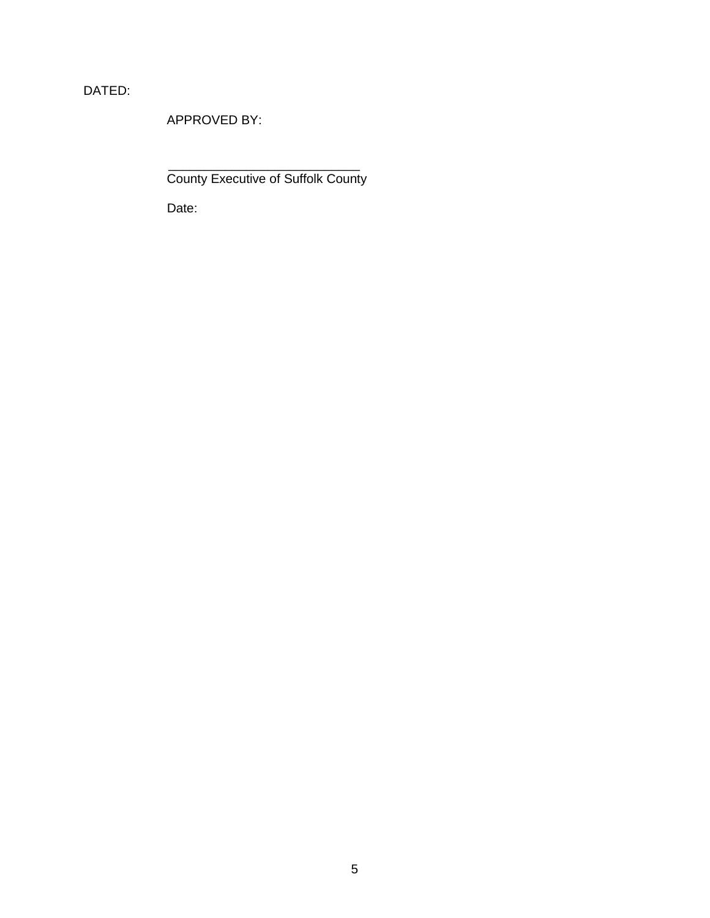DATED:

APPROVED BY:

\_\_\_\_\_\_\_\_\_\_\_\_\_\_\_\_\_\_\_\_\_\_\_\_\_\_\_

County Executive of Suffolk County

Date: